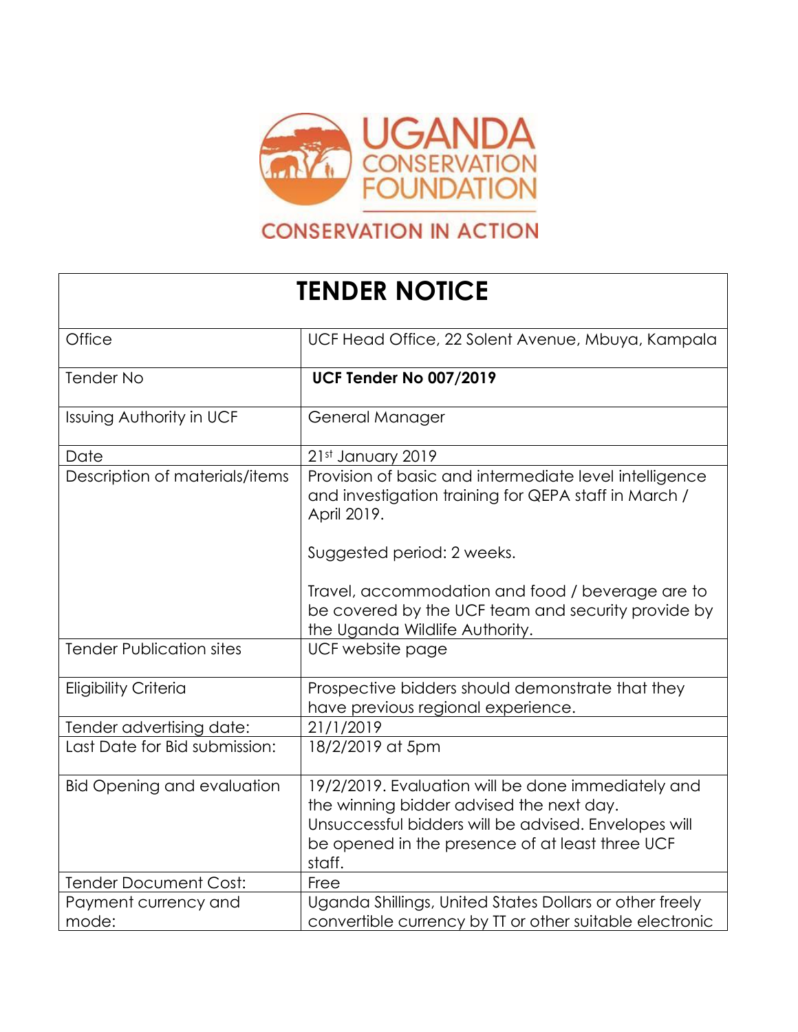UGANDA CONSERVATION FOUNDATION

CONSERVATION IN ACTION

| TENDER NOTICE | |
|---|---|
| Office | UCF Head Office, 22 Solent Avenue, Mbuya, Kampala |
| Tender No | **UCF Tender No 007/2019** |
| Issuing Authority in UCF | General Manager |
| Date | 21st January 2019 |
| Description of materials/items | Provision of basic and intermediate level intelligence and investigation training for QEPA staff in March / April 2019.<br><br>Suggested period: 2 weeks.<br><br>Travel, accommodation and food / beverage are to be covered by the UCF team and security provide by the Uganda Wildlife Authority. |
| Tender Publication sites | UCF website page |
| Eligibility Criteria | Prospective bidders should demonstrate that they have previous regional experience. |
| Tender advertising date: | 21/1/2019 |
| Last Date for Bid submission: | 18/2/2019 at 5pm |
| Bid Opening and evaluation | 19/2/2019. Evaluation will be done immediately and the winning bidder advised the next day. Unsuccessful bidders will be advised. Envelopes will be opened in the presence of at least three UCF staff. |
| Tender Document Cost: | Free |
| Payment currency and mode: | Uganda Shillings, United States Dollars or other freely convertible currency by TT or other suitable electronic |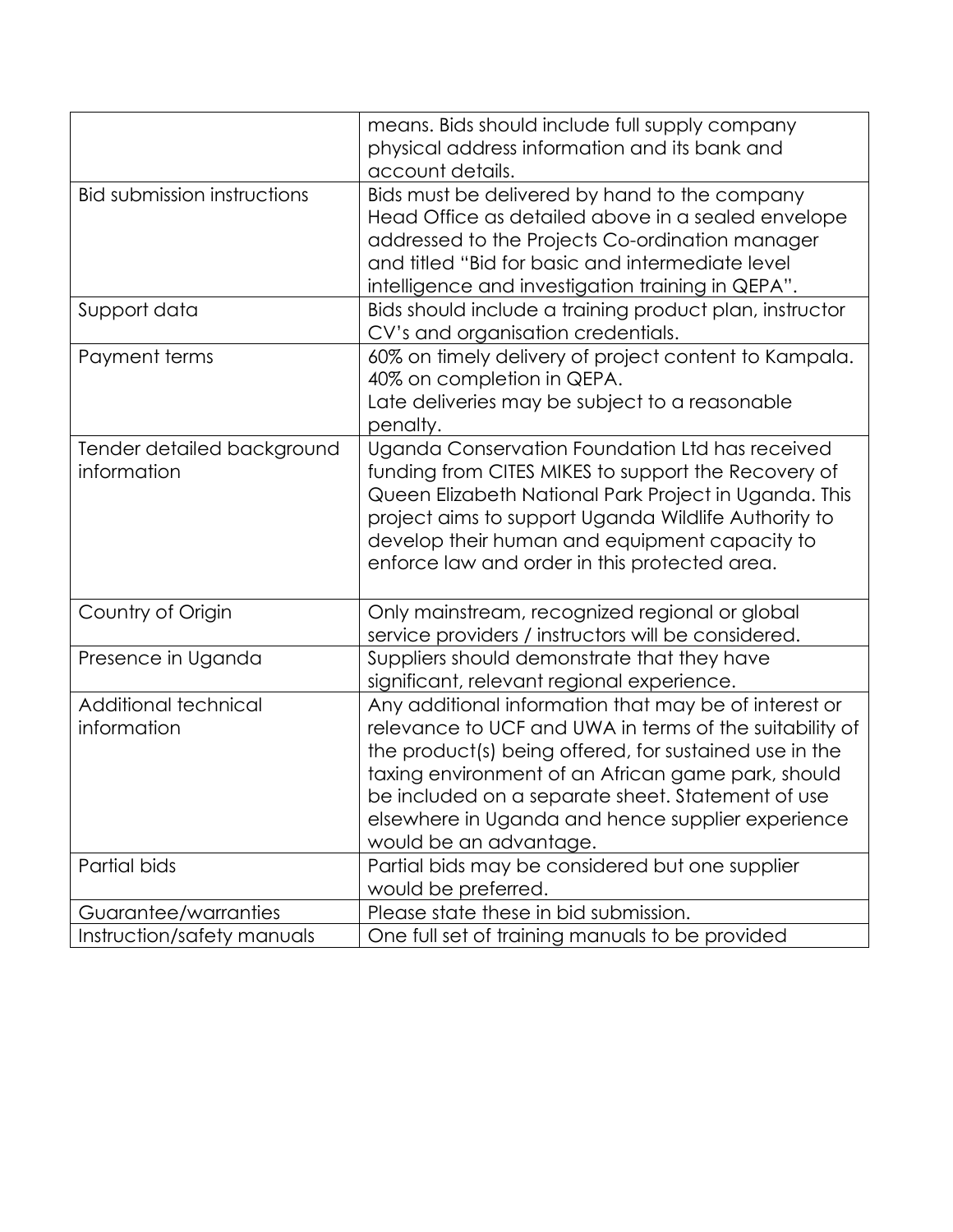| | |
|---|---|
| | means. Bids should include full supply company physical address information and its bank and account details. |
| Bid submission instructions | Bids must be delivered by hand to the company Head Office as detailed above in a sealed envelope addressed to the Projects Co-ordination manager and titled "Bid for basic and intermediate level intelligence and investigation training in QEPA". |
| Support data | Bids should include a training product plan, instructor CV's and organisation credentials. |
| Payment terms | 60% on timely delivery of project content to Kampala.<br>40% on completion in QEPA.<br>Late deliveries may be subject to a reasonable penalty. |
| Tender detailed background information | Uganda Conservation Foundation Ltd has received funding from CITES MIKES to support the Recovery of Queen Elizabeth National Park Project in Uganda. This project aims to support Uganda Wildlife Authority to develop their human and equipment capacity to enforce law and order in this protected area. |
| Country of Origin | Only mainstream, recognized regional or global service providers / instructors will be considered. |
| Presence in Uganda | Suppliers should demonstrate that they have significant, relevant regional experience. |
| Additional technical information | Any additional information that may be of interest or relevance to UCF and UWA in terms of the suitability of the product(s) being offered, for sustained use in the taxing environment of an African game park, should be included on a separate sheet. Statement of use elsewhere in Uganda and hence supplier experience would be an advantage. |
| Partial bids | Partial bids may be considered but one supplier would be preferred. |
| Guarantee/warranties | Please state these in bid submission. |
| Instruction/safety manuals | One full set of training manuals to be provided |